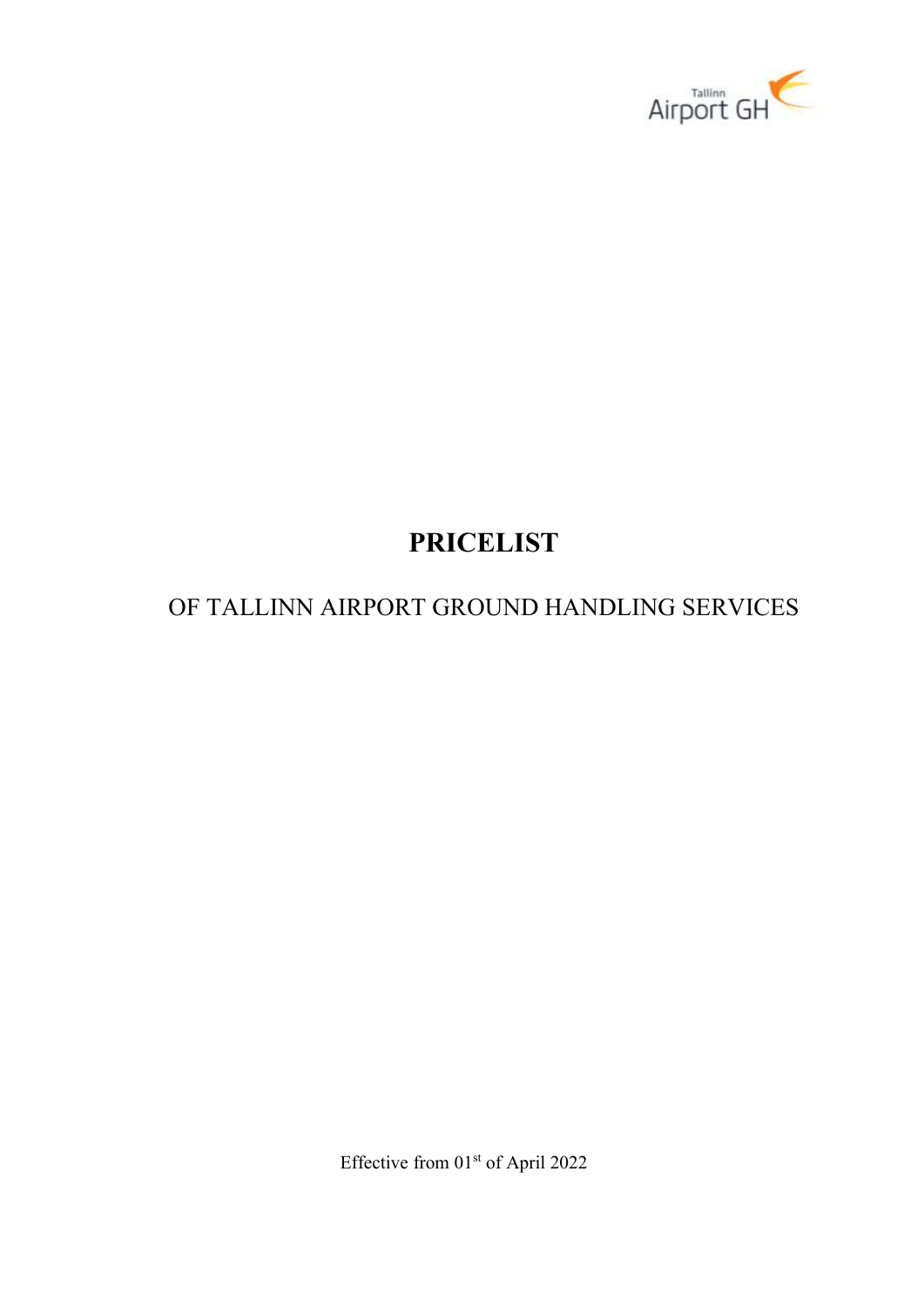# PRICELIST

OF TALLINN AIRPORT GROUND HANDLING SERVICES

Effective from 01st of April 2022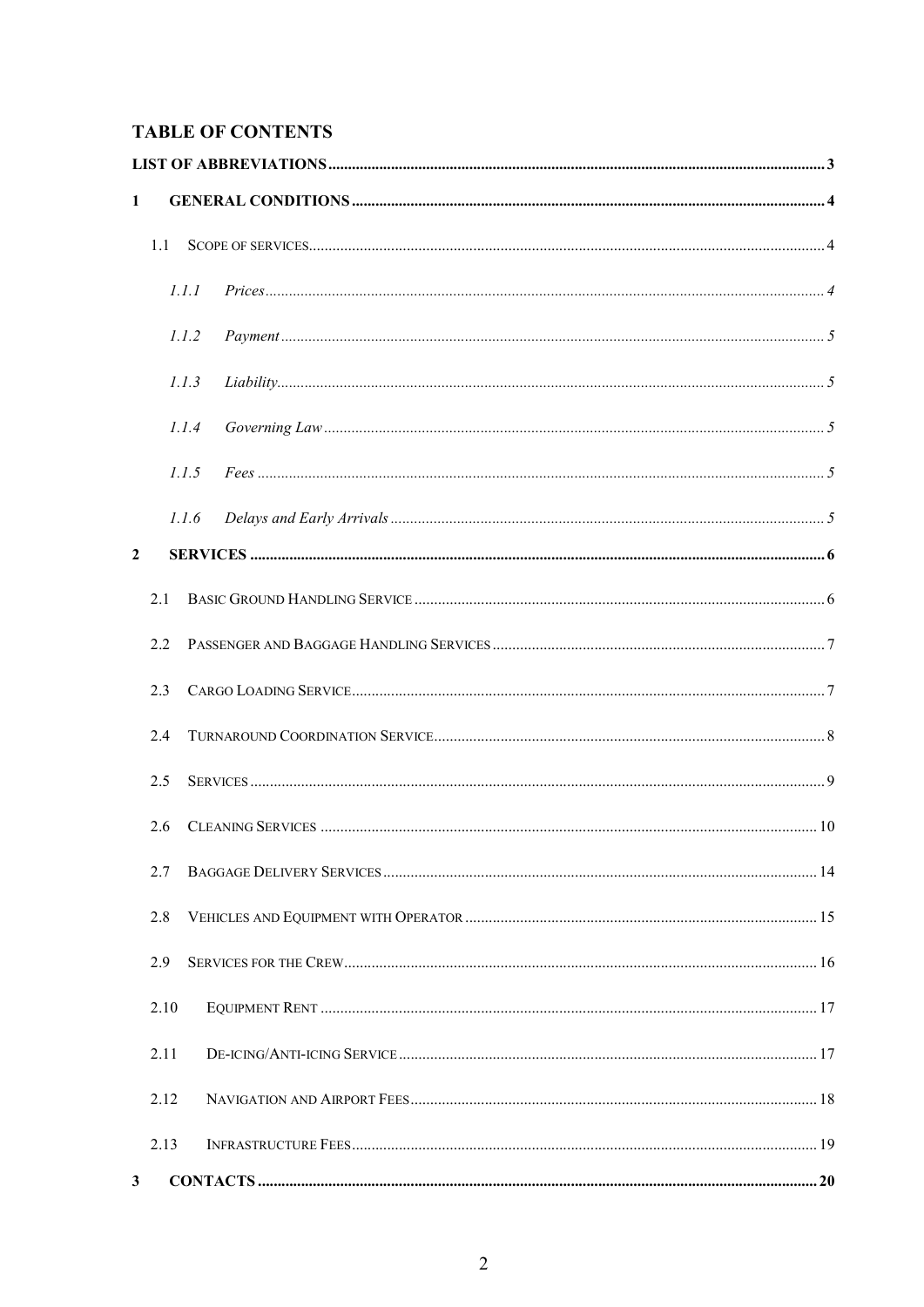# TABLE OF CONTENTS

LIST OF ABBREVIATIONS .......... 3

1 GENERAL CONDITIONS .......... 4

- 1.1 SCOPE OF SERVICES .......... 4
  - *1.1.1 Prices* .......... 4
  - *1.1.2 Payment* .......... 5
  - *1.1.3 Liability* .......... 5
  - *1.1.4 Governing Law* .......... 5
  - *1.1.5 Fees* .......... 5
  - *1.1.6 Delays and Early Arrivals* .......... 5

2 SERVICES .......... 6

- 2.1 BASIC GROUND HANDLING SERVICE .......... 6
- 2.2 PASSENGER AND BAGGAGE HANDLING SERVICES .......... 7
- 2.3 CARGO LOADING SERVICE .......... 7
- 2.4 TURNAROUND COORDINATION SERVICE .......... 8
- 2.5 SERVICES .......... 9
- 2.6 CLEANING SERVICES .......... 10
- 2.7 BAGGAGE DELIVERY SERVICES .......... 14
- 2.8 VEHICLES AND EQUIPMENT WITH OPERATOR .......... 15
- 2.9 SERVICES FOR THE CREW .......... 16
- 2.10 EQUIPMENT RENT .......... 17
- 2.11 DE-ICING/ANTI-ICING SERVICE .......... 17
- 2.12 NAVIGATION AND AIRPORT FEES .......... 18
- 2.13 INFRASTRUCTURE FEES .......... 19

3 CONTACTS .......... 20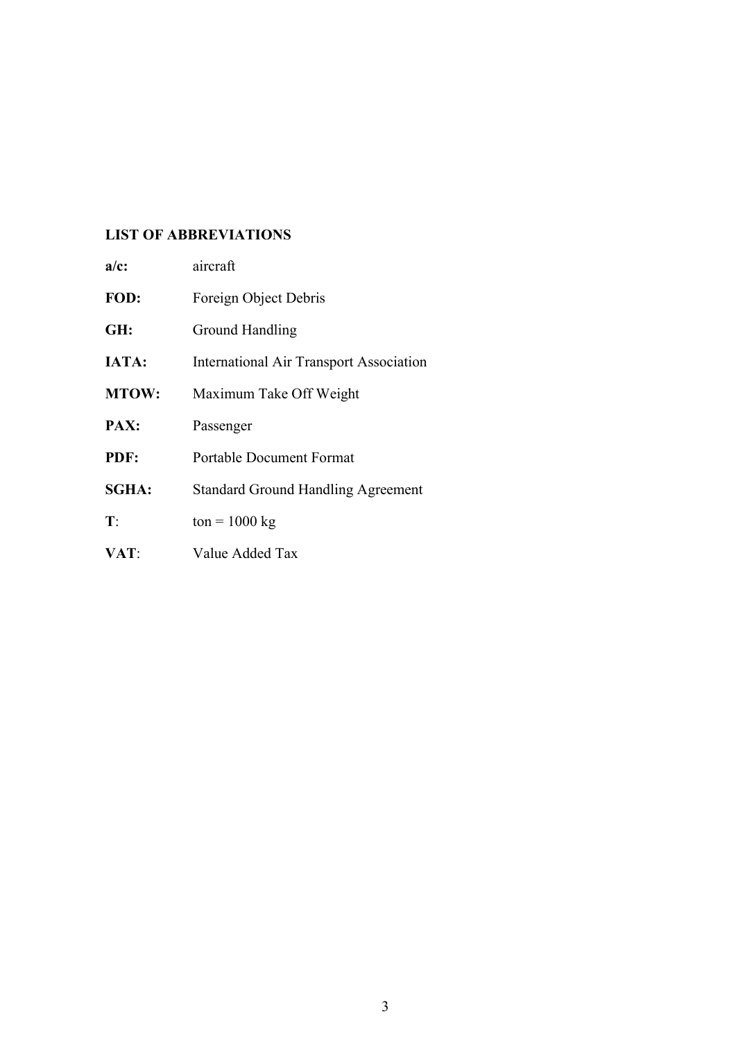## LIST OF ABBREVIATIONS

**a/c:** aircraft

**FOD:** Foreign Object Debris

**GH:** Ground Handling

**IATA:** International Air Transport Association

**MTOW:** Maximum Take Off Weight

**PAX:** Passenger

**PDF:** Portable Document Format

**SGHA:** Standard Ground Handling Agreement

**T**: ton = 1000 kg

**VAT**: Value Added Tax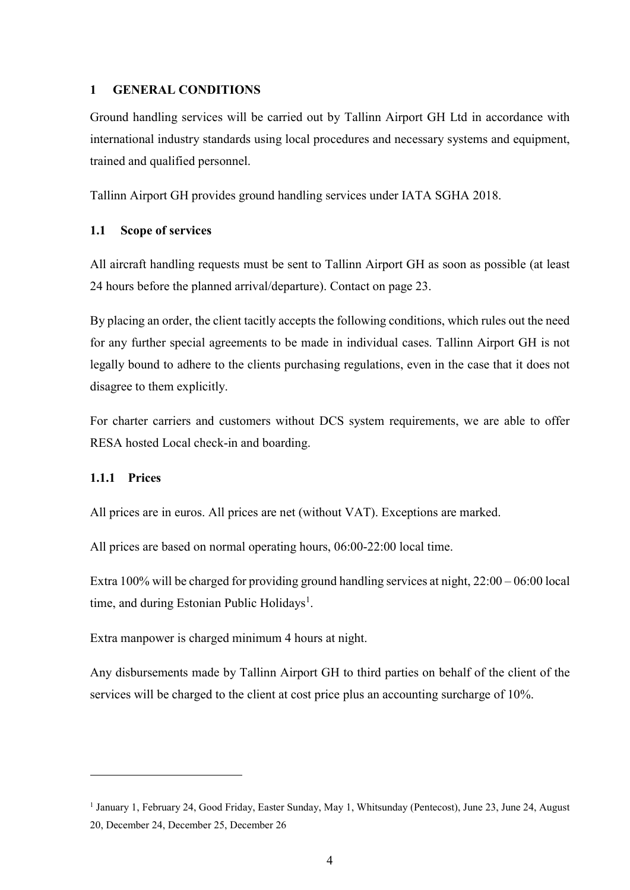# 1 GENERAL CONDITIONS

Ground handling services will be carried out by Tallinn Airport GH Ltd in accordance with international industry standards using local procedures and necessary systems and equipment, trained and qualified personnel.

Tallinn Airport GH provides ground handling services under IATA SGHA 2018.

## 1.1 Scope of services

All aircraft handling requests must be sent to Tallinn Airport GH as soon as possible (at least 24 hours before the planned arrival/departure). Contact on page 23.

By placing an order, the client tacitly accepts the following conditions, which rules out the need for any further special agreements to be made in individual cases. Tallinn Airport GH is not legally bound to adhere to the clients purchasing regulations, even in the case that it does not disagree to them explicitly.

For charter carriers and customers without DCS system requirements, we are able to offer RESA hosted Local check-in and boarding.

### 1.1.1 Prices

All prices are in euros. All prices are net (without VAT). Exceptions are marked.

All prices are based on normal operating hours, 06:00-22:00 local time.

Extra 100% will be charged for providing ground handling services at night, 22:00 – 06:00 local time, and during Estonian Public Holidays[1].

Extra manpower is charged minimum 4 hours at night.

Any disbursements made by Tallinn Airport GH to third parties on behalf of the client of the services will be charged to the client at cost price plus an accounting surcharge of 10%.

---

[1] January 1, February 24, Good Friday, Easter Sunday, May 1, Whitsunday (Pentecost), June 23, June 24, August 20, December 24, December 25, December 26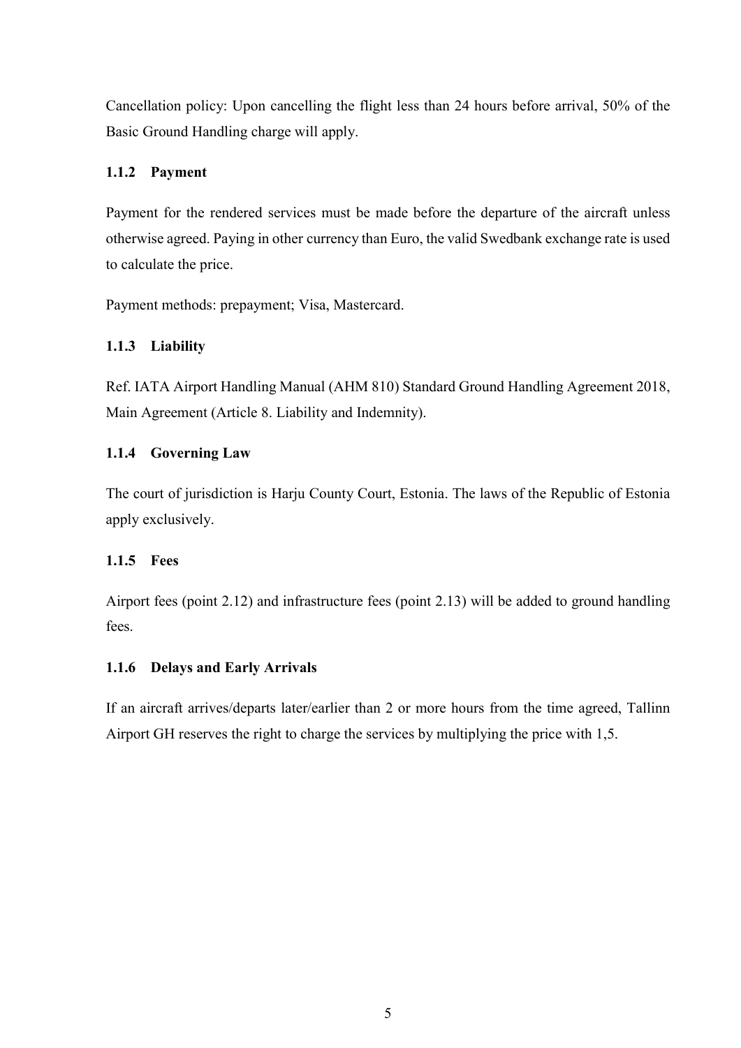Cancellation policy: Upon cancelling the flight less than 24 hours before arrival, 50% of the Basic Ground Handling charge will apply.

### 1.1.2 Payment

Payment for the rendered services must be made before the departure of the aircraft unless otherwise agreed. Paying in other currency than Euro, the valid Swedbank exchange rate is used to calculate the price.

Payment methods: prepayment; Visa, Mastercard.

### 1.1.3 Liability

Ref. IATA Airport Handling Manual (AHM 810) Standard Ground Handling Agreement 2018, Main Agreement (Article 8. Liability and Indemnity).

### 1.1.4 Governing Law

The court of jurisdiction is Harju County Court, Estonia. The laws of the Republic of Estonia apply exclusively.

### 1.1.5 Fees

Airport fees (point 2.12) and infrastructure fees (point 2.13) will be added to ground handling fees.

### 1.1.6 Delays and Early Arrivals

If an aircraft arrives/departs later/earlier than 2 or more hours from the time agreed, Tallinn Airport GH reserves the right to charge the services by multiplying the price with 1,5.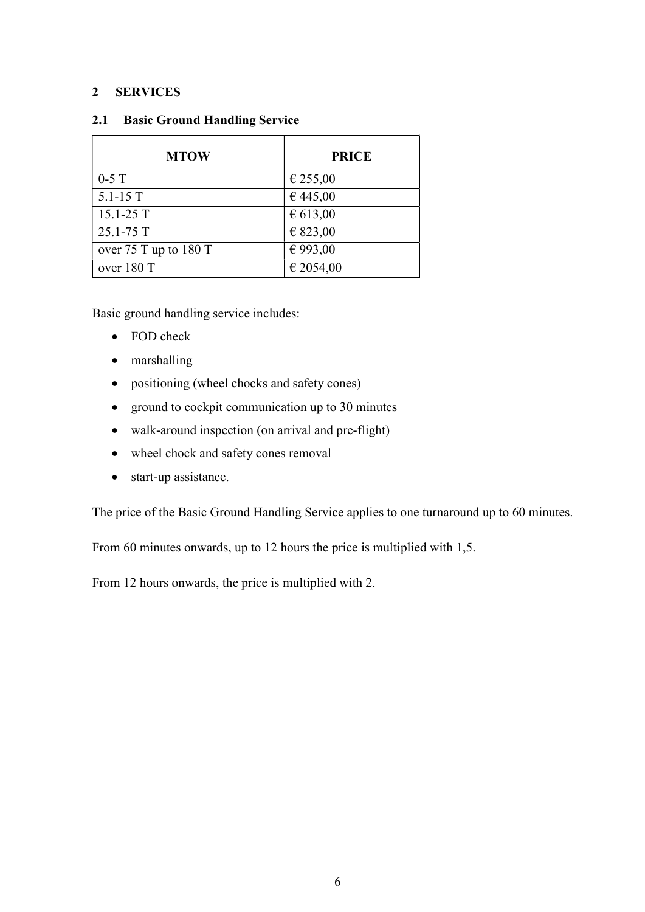## 2 SERVICES

### 2.1 Basic Ground Handling Service

| MTOW | PRICE |
|---|---|
| 0-5 T | € 255,00 |
| 5.1-15 T | € 445,00 |
| 15.1-25 T | € 613,00 |
| 25.1-75 T | € 823,00 |
| over 75 T up to 180 T | € 993,00 |
| over 180 T | € 2054,00 |

Basic ground handling service includes:

- FOD check
- marshalling
- positioning (wheel chocks and safety cones)
- ground to cockpit communication up to 30 minutes
- walk-around inspection (on arrival and pre-flight)
- wheel chock and safety cones removal
- start-up assistance.

The price of the Basic Ground Handling Service applies to one turnaround up to 60 minutes.

From 60 minutes onwards, up to 12 hours the price is multiplied with 1,5.

From 12 hours onwards, the price is multiplied with 2.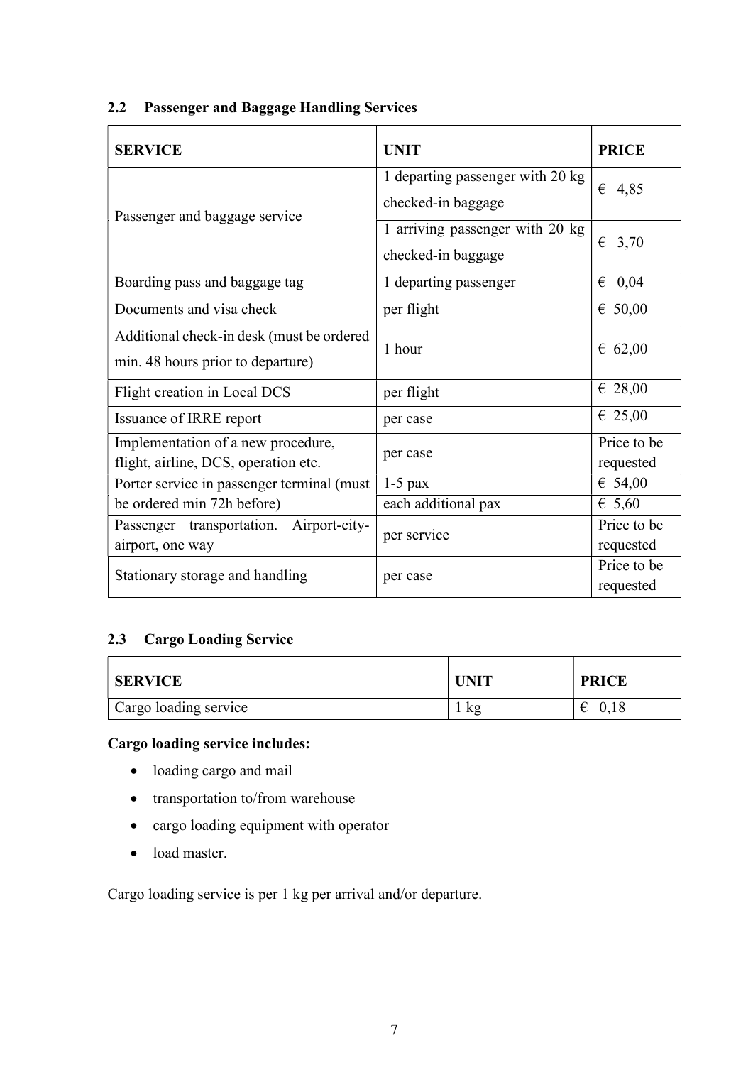## 2.2 Passenger and Baggage Handling Services

| SERVICE | UNIT | PRICE |
|---|---|---|
| Passenger and baggage service | 1 departing passenger with 20 kg checked-in baggage | € 4,85 |
| | 1 arriving passenger with 20 kg checked-in baggage | € 3,70 |
| Boarding pass and baggage tag | 1 departing passenger | € 0,04 |
| Documents and visa check | per flight | € 50,00 |
| Additional check-in desk (must be ordered min. 48 hours prior to departure) | 1 hour | € 62,00 |
| Flight creation in Local DCS | per flight | € 28,00 |
| Issuance of IRRE report | per case | € 25,00 |
| Implementation of a new procedure, flight, airline, DCS, operation etc. | per case | Price to be requested |
| Porter service in passenger terminal (must be ordered min 72h before) | 1-5 pax | € 54,00 |
| | each additional pax | € 5,60 |
| Passenger transportation. Airport-city-airport, one way | per service | Price to be requested |
| Stationary storage and handling | per case | Price to be requested |

## 2.3 Cargo Loading Service

| SERVICE | UNIT | PRICE |
|---|---|---|
| Cargo loading service | 1 kg | € 0,18 |

**Cargo loading service includes:**

- loading cargo and mail
- transportation to/from warehouse
- cargo loading equipment with operator
- load master.

Cargo loading service is per 1 kg per arrival and/or departure.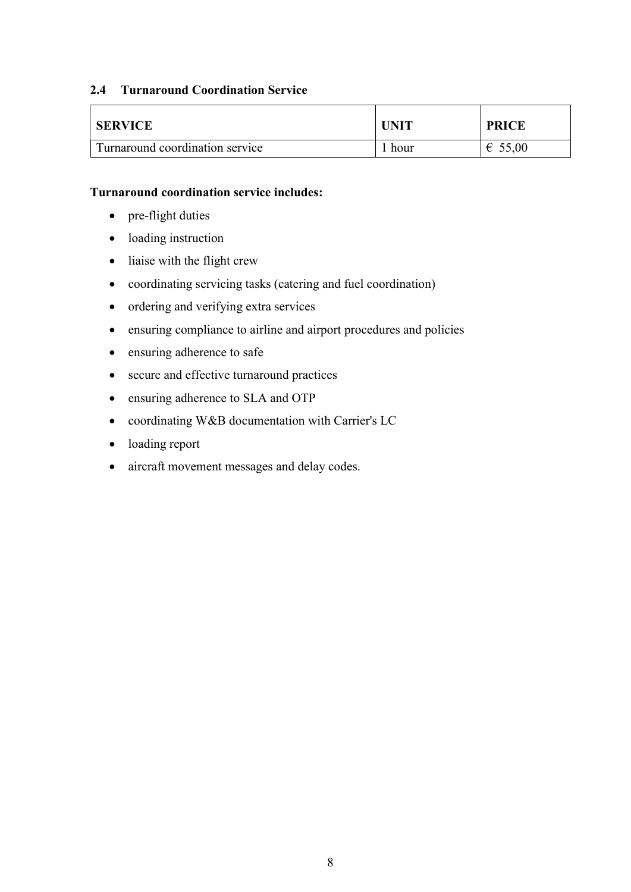## 2.4 Turnaround Coordination Service

| SERVICE | UNIT | PRICE |
|---|---|---|
| Turnaround coordination service | 1 hour | € 55,00 |

**Turnaround coordination service includes:**

- pre-flight duties
- loading instruction
- liaise with the flight crew
- coordinating servicing tasks (catering and fuel coordination)
- ordering and verifying extra services
- ensuring compliance to airline and airport procedures and policies
- ensuring adherence to safe
- secure and effective turnaround practices
- ensuring adherence to SLA and OTP
- coordinating W&B documentation with Carrier's LC
- loading report
- aircraft movement messages and delay codes.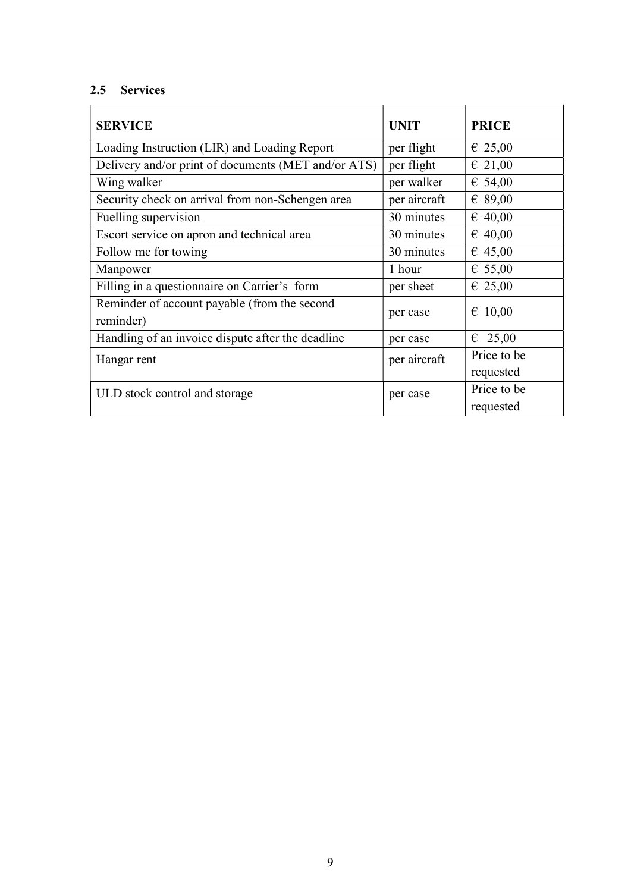## 2.5 Services

| SERVICE | UNIT | PRICE |
|---|---|---|
| Loading Instruction (LIR) and Loading Report | per flight | € 25,00 |
| Delivery and/or print of documents (MET and/or ATS) | per flight | € 21,00 |
| Wing walker | per walker | € 54,00 |
| Security check on arrival from non-Schengen area | per aircraft | € 89,00 |
| Fuelling supervision | 30 minutes | € 40,00 |
| Escort service on apron and technical area | 30 minutes | € 40,00 |
| Follow me for towing | 30 minutes | € 45,00 |
| Manpower | 1 hour | € 55,00 |
| Filling in a questionnaire on Carrier's form | per sheet | € 25,00 |
| Reminder of account payable (from the second reminder) | per case | € 10,00 |
| Handling of an invoice dispute after the deadline | per case | € 25,00 |
| Hangar rent | per aircraft | Price to be requested |
| ULD stock control and storage | per case | Price to be requested |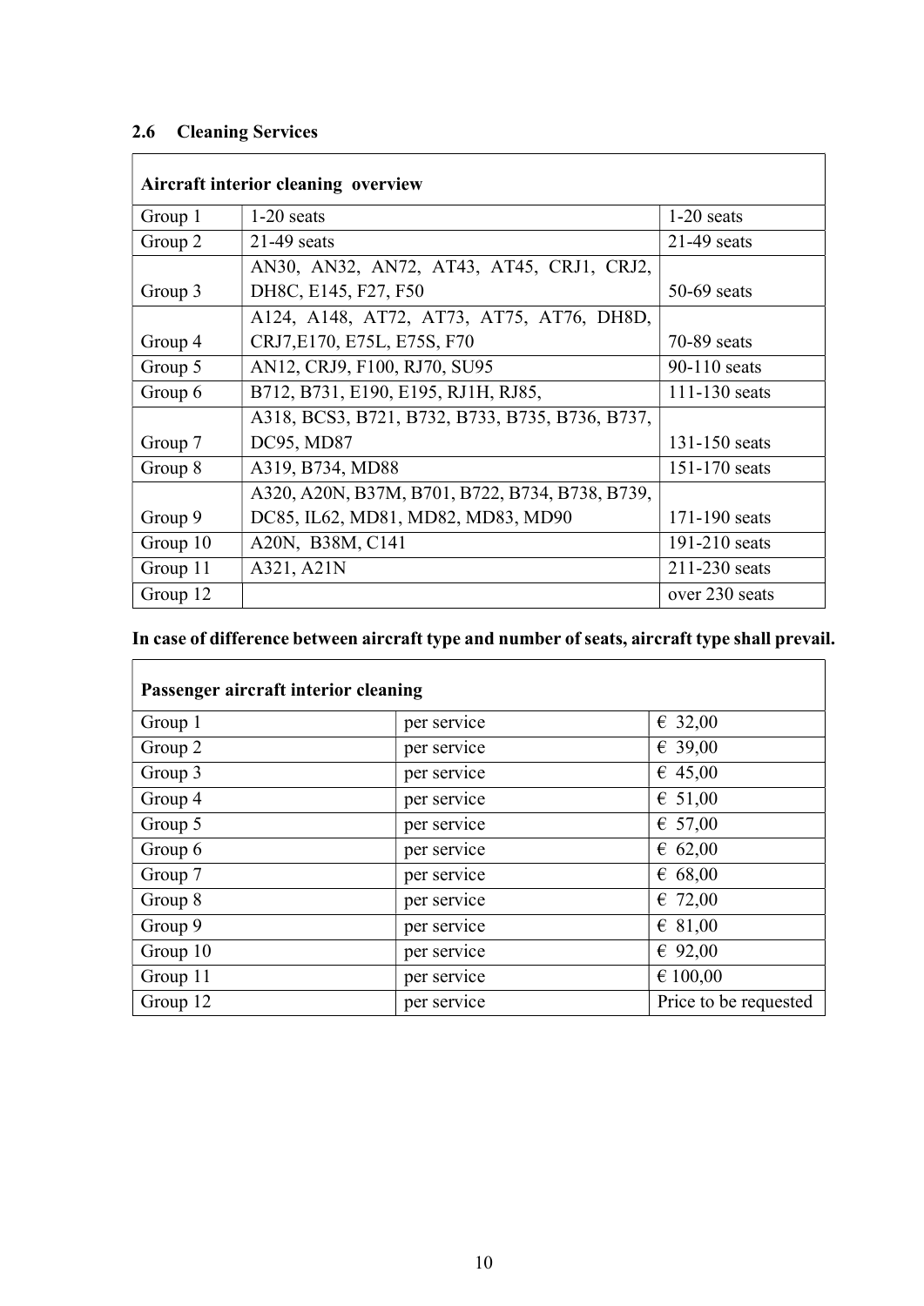## 2.6 Cleaning Services

| **Aircraft interior cleaning overview** | | |
|---|---|---|
| Group 1 | 1-20 seats | 1-20 seats |
| Group 2 | 21-49 seats | 21-49 seats |
| Group 3 | AN30, AN32, AN72, AT43, AT45, CRJ1, CRJ2, DH8C, E145, F27, F50 | 50-69 seats |
| Group 4 | A124, A148, AT72, AT73, AT75, AT76, DH8D, CRJ7,E170, E75L, E75S, F70 | 70-89 seats |
| Group 5 | AN12, CRJ9, F100, RJ70, SU95 | 90-110 seats |
| Group 6 | B712, B731, E190, E195, RJ1H, RJ85, | 111-130 seats |
| Group 7 | A318, BCS3, B721, B732, B733, B735, B736, B737, DC95, MD87 | 131-150 seats |
| Group 8 | A319, B734, MD88 | 151-170 seats |
| Group 9 | A320, A20N, B37M, B701, B722, B734, B738, B739, DC85, IL62, MD81, MD82, MD83, MD90 | 171-190 seats |
| Group 10 | A20N, B38M, C141 | 191-210 seats |
| Group 11 | A321, A21N | 211-230 seats |
| Group 12 | | over 230 seats |

**In case of difference between aircraft type and number of seats, aircraft type shall prevail.**

| **Passenger aircraft interior cleaning** | | |
|---|---|---|
| Group 1 | per service | € 32,00 |
| Group 2 | per service | € 39,00 |
| Group 3 | per service | € 45,00 |
| Group 4 | per service | € 51,00 |
| Group 5 | per service | € 57,00 |
| Group 6 | per service | € 62,00 |
| Group 7 | per service | € 68,00 |
| Group 8 | per service | € 72,00 |
| Group 9 | per service | € 81,00 |
| Group 10 | per service | € 92,00 |
| Group 11 | per service | € 100,00 |
| Group 12 | per service | Price to be requested |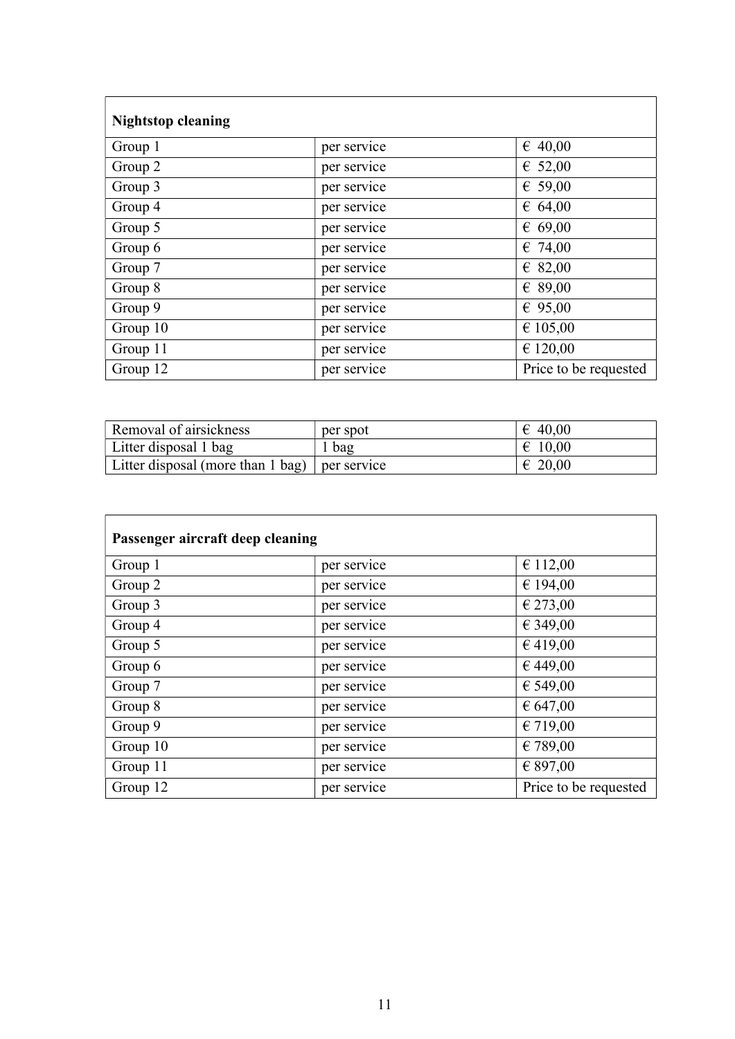| **Nightstop cleaning** | | |
|---|---|---|
| Group 1 | per service | € 40,00 |
| Group 2 | per service | € 52,00 |
| Group 3 | per service | € 59,00 |
| Group 4 | per service | € 64,00 |
| Group 5 | per service | € 69,00 |
| Group 6 | per service | € 74,00 |
| Group 7 | per service | € 82,00 |
| Group 8 | per service | € 89,00 |
| Group 9 | per service | € 95,00 |
| Group 10 | per service | € 105,00 |
| Group 11 | per service | € 120,00 |
| Group 12 | per service | Price to be requested |

| | | |
|---|---|---|
| Removal of airsickness | per spot | € 40,00 |
| Litter disposal 1 bag | 1 bag | € 10,00 |
| Litter disposal (more than 1 bag) | per service | € 20,00 |

| **Passenger aircraft deep cleaning** | | |
|---|---|---|
| Group 1 | per service | € 112,00 |
| Group 2 | per service | € 194,00 |
| Group 3 | per service | € 273,00 |
| Group 4 | per service | € 349,00 |
| Group 5 | per service | € 419,00 |
| Group 6 | per service | € 449,00 |
| Group 7 | per service | € 549,00 |
| Group 8 | per service | € 647,00 |
| Group 9 | per service | € 719,00 |
| Group 10 | per service | € 789,00 |
| Group 11 | per service | € 897,00 |
| Group 12 | per service | Price to be requested |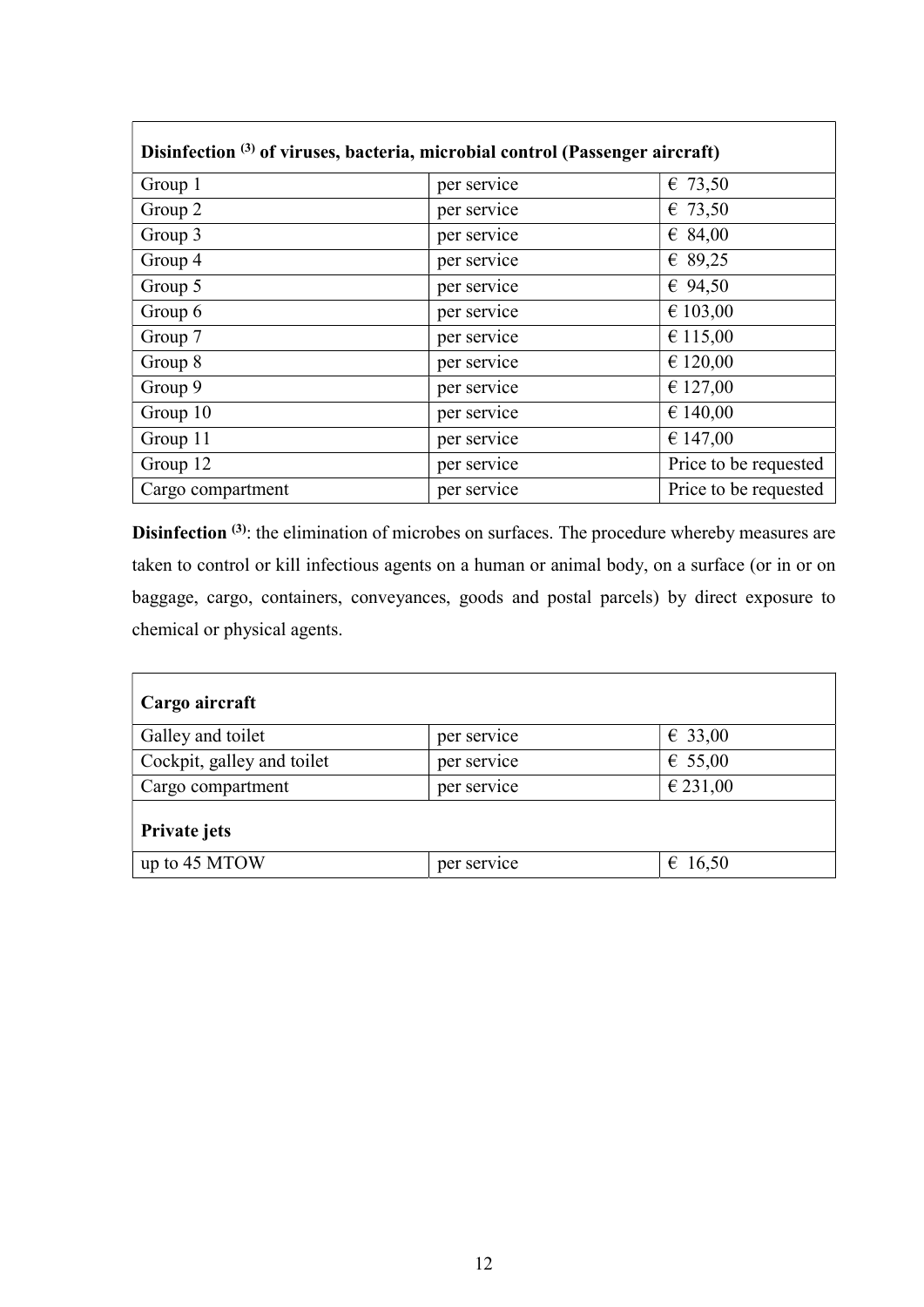| Disinfection [3] of viruses, bacteria, microbial control (Passenger aircraft) | | |
|---|---|---|
| Group 1 | per service | € 73,50 |
| Group 2 | per service | € 73,50 |
| Group 3 | per service | € 84,00 |
| Group 4 | per service | € 89,25 |
| Group 5 | per service | € 94,50 |
| Group 6 | per service | € 103,00 |
| Group 7 | per service | € 115,00 |
| Group 8 | per service | € 120,00 |
| Group 9 | per service | € 127,00 |
| Group 10 | per service | € 140,00 |
| Group 11 | per service | € 147,00 |
| Group 12 | per service | Price to be requested |
| Cargo compartment | per service | Price to be requested |

**Disinfection [3]**: the elimination of microbes on surfaces. The procedure whereby measures are taken to control or kill infectious agents on a human or animal body, on a surface (or in or on baggage, cargo, containers, conveyances, goods and postal parcels) by direct exposure to chemical or physical agents.

| Cargo aircraft | | |
|---|---|---|
| Galley and toilet | per service | € 33,00 |
| Cockpit, galley and toilet | per service | € 55,00 |
| Cargo compartment | per service | € 231,00 |
| **Private jets** | | |
| up to 45 MTOW | per service | € 16,50 |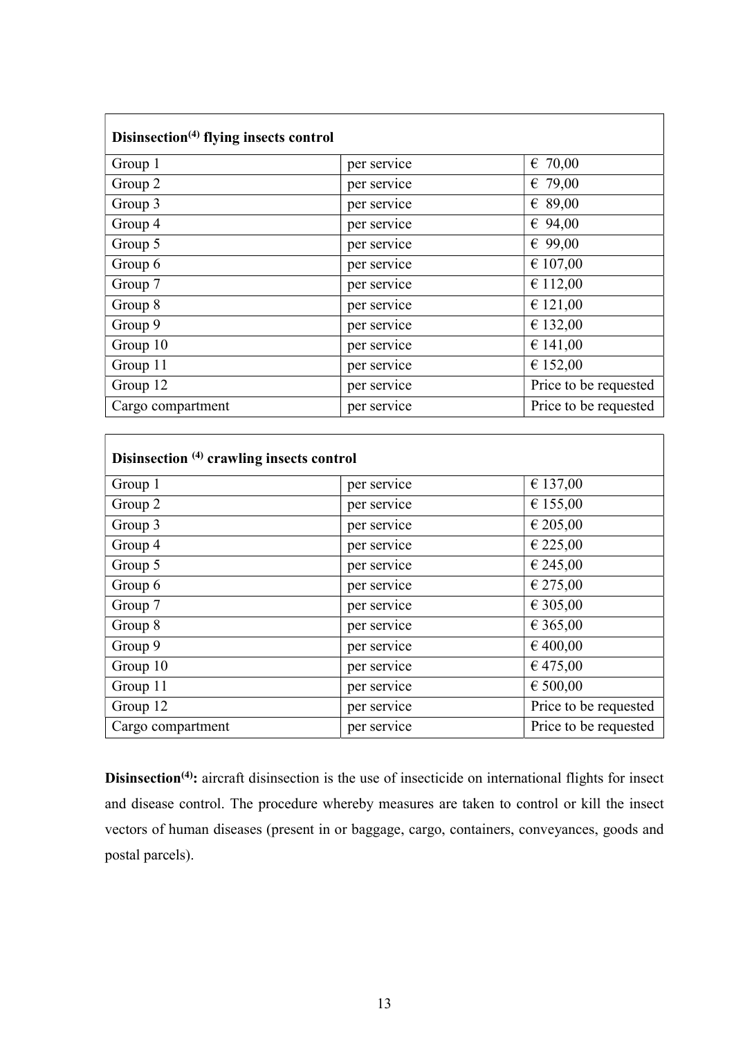| **Disinsection[(4)] flying insects control** | | |
|---|---|---|
| Group 1 | per service | € 70,00 |
| Group 2 | per service | € 79,00 |
| Group 3 | per service | € 89,00 |
| Group 4 | per service | € 94,00 |
| Group 5 | per service | € 99,00 |
| Group 6 | per service | € 107,00 |
| Group 7 | per service | € 112,00 |
| Group 8 | per service | € 121,00 |
| Group 9 | per service | € 132,00 |
| Group 10 | per service | € 141,00 |
| Group 11 | per service | € 152,00 |
| Group 12 | per service | Price to be requested |
| Cargo compartment | per service | Price to be requested |

| **Disinsection [(4)] crawling insects control** | | |
|---|---|---|
| Group 1 | per service | € 137,00 |
| Group 2 | per service | € 155,00 |
| Group 3 | per service | € 205,00 |
| Group 4 | per service | € 225,00 |
| Group 5 | per service | € 245,00 |
| Group 6 | per service | € 275,00 |
| Group 7 | per service | € 305,00 |
| Group 8 | per service | € 365,00 |
| Group 9 | per service | € 400,00 |
| Group 10 | per service | € 475,00 |
| Group 11 | per service | € 500,00 |
| Group 12 | per service | Price to be requested |
| Cargo compartment | per service | Price to be requested |

**Disinsection[(4)]:** aircraft disinsection is the use of insecticide on international flights for insect and disease control. The procedure whereby measures are taken to control or kill the insect vectors of human diseases (present in or baggage, cargo, containers, conveyances, goods and postal parcels).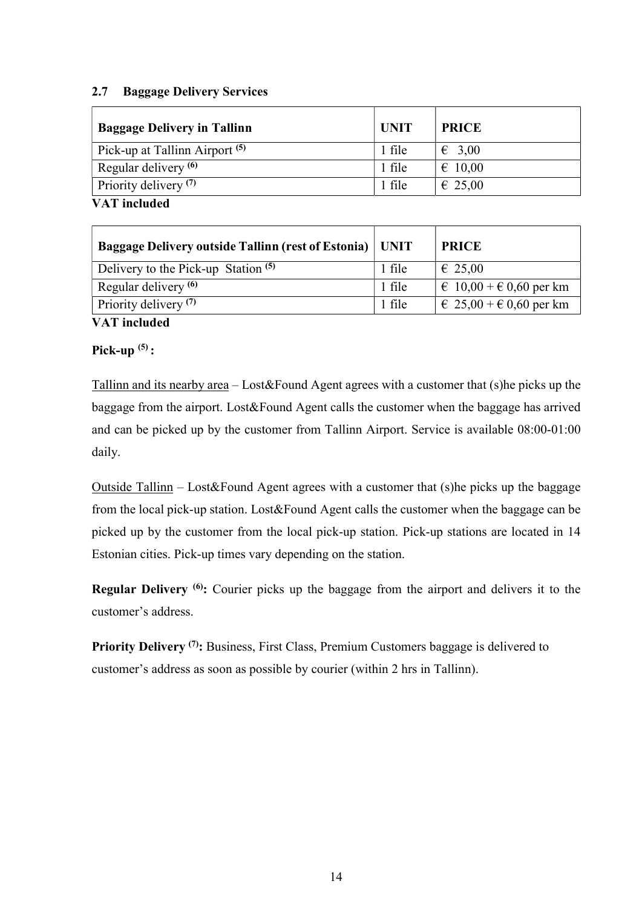## 2.7 Baggage Delivery Services

| Baggage Delivery in Tallinn | UNIT | PRICE |
|---|---|---|
| Pick-up at Tallinn Airport [(5)] | 1 file | € 3,00 |
| Regular delivery [(6)] | 1 file | € 10,00 |
| Priority delivery [(7)] | 1 file | € 25,00 |

**VAT included**

| Baggage Delivery outside Tallinn (rest of Estonia) | UNIT | PRICE |
|---|---|---|
| Delivery to the Pick-up Station [(5)] | 1 file | € 25,00 |
| Regular delivery [(6)] | 1 file | € 10,00 + € 0,60 per km |
| Priority delivery [(7)] | 1 file | € 25,00 + € 0,60 per km |

**VAT included**

**Pick-up [(5)] :**

Tallinn and its nearby area – Lost&Found Agent agrees with a customer that (s)he picks up the baggage from the airport. Lost&Found Agent calls the customer when the baggage has arrived and can be picked up by the customer from Tallinn Airport. Service is available 08:00-01:00 daily.

Outside Tallinn – Lost&Found Agent agrees with a customer that (s)he picks up the baggage from the local pick-up station. Lost&Found Agent calls the customer when the baggage can be picked up by the customer from the local pick-up station. Pick-up stations are located in 14 Estonian cities. Pick-up times vary depending on the station.

**Regular Delivery [(6)]:** Courier picks up the baggage from the airport and delivers it to the customer's address.

**Priority Delivery [(7)]:** Business, First Class, Premium Customers baggage is delivered to customer's address as soon as possible by courier (within 2 hrs in Tallinn).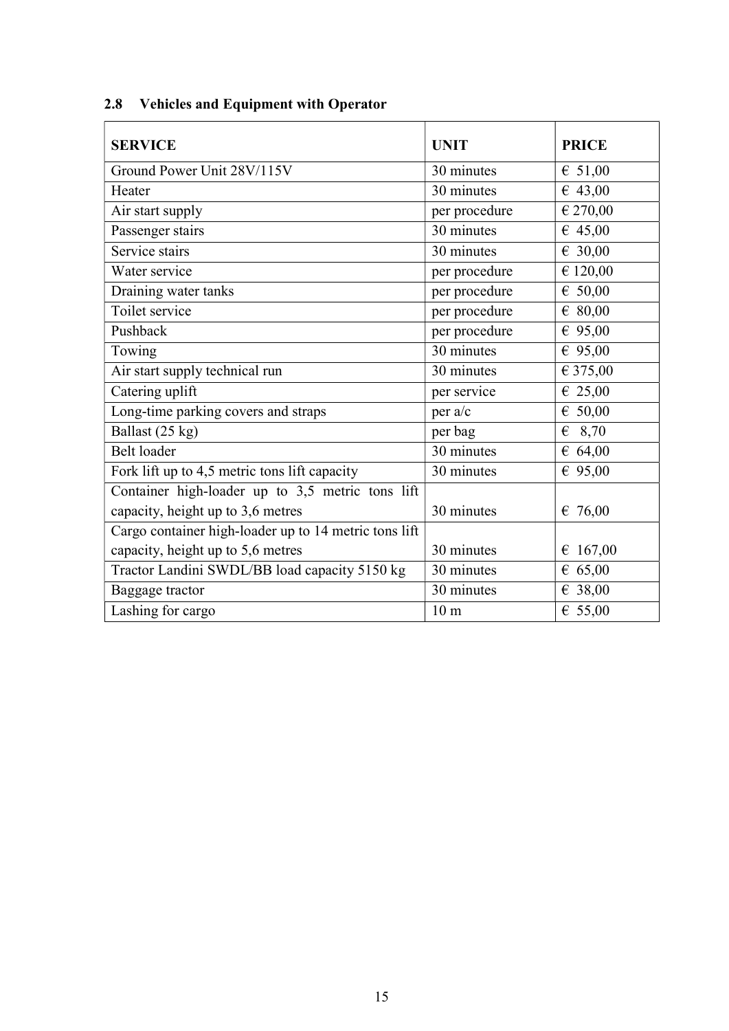## 2.8 Vehicles and Equipment with Operator

| SERVICE | UNIT | PRICE |
| --- | --- | --- |
| Ground Power Unit 28V/115V | 30 minutes | € 51,00 |
| Heater | 30 minutes | € 43,00 |
| Air start supply | per procedure | € 270,00 |
| Passenger stairs | 30 minutes | € 45,00 |
| Service stairs | 30 minutes | € 30,00 |
| Water service | per procedure | € 120,00 |
| Draining water tanks | per procedure | € 50,00 |
| Toilet service | per procedure | € 80,00 |
| Pushback | per procedure | € 95,00 |
| Towing | 30 minutes | € 95,00 |
| Air start supply technical run | 30 minutes | € 375,00 |
| Catering uplift | per service | € 25,00 |
| Long-time parking covers and straps | per a/c | € 50,00 |
| Ballast (25 kg) | per bag | € 8,70 |
| Belt loader | 30 minutes | € 64,00 |
| Fork lift up to 4,5 metric tons lift capacity | 30 minutes | € 95,00 |
| Container high-loader up to 3,5 metric tons lift capacity, height up to 3,6 metres | 30 minutes | € 76,00 |
| Cargo container high-loader up to 14 metric tons lift capacity, height up to 5,6 metres | 30 minutes | € 167,00 |
| Tractor Landini SWDL/BB load capacity 5150 kg | 30 minutes | € 65,00 |
| Baggage tractor | 30 minutes | € 38,00 |
| Lashing for cargo | 10 m | € 55,00 |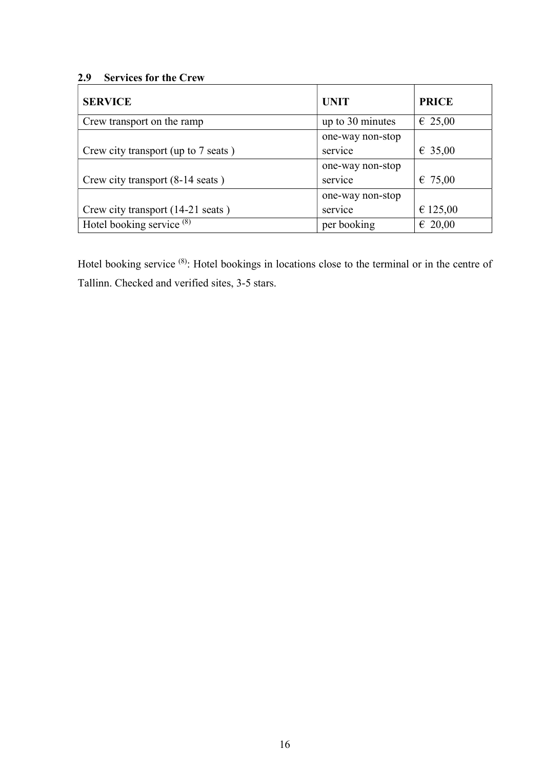## 2.9 Services for the Crew

| SERVICE | UNIT | PRICE |
|---|---|---|
| Crew transport on the ramp | up to 30 minutes | € 25,00 |
| Crew city transport (up to 7 seats ) | one-way non-stop service | € 35,00 |
| Crew city transport (8-14 seats ) | one-way non-stop service | € 75,00 |
| Crew city transport (14-21 seats ) | one-way non-stop service | € 125,00 |
| Hotel booking service [(8)] | per booking | € 20,00 |

Hotel booking service [(8)]: Hotel bookings in locations close to the terminal or in the centre of Tallinn. Checked and verified sites, 3-5 stars.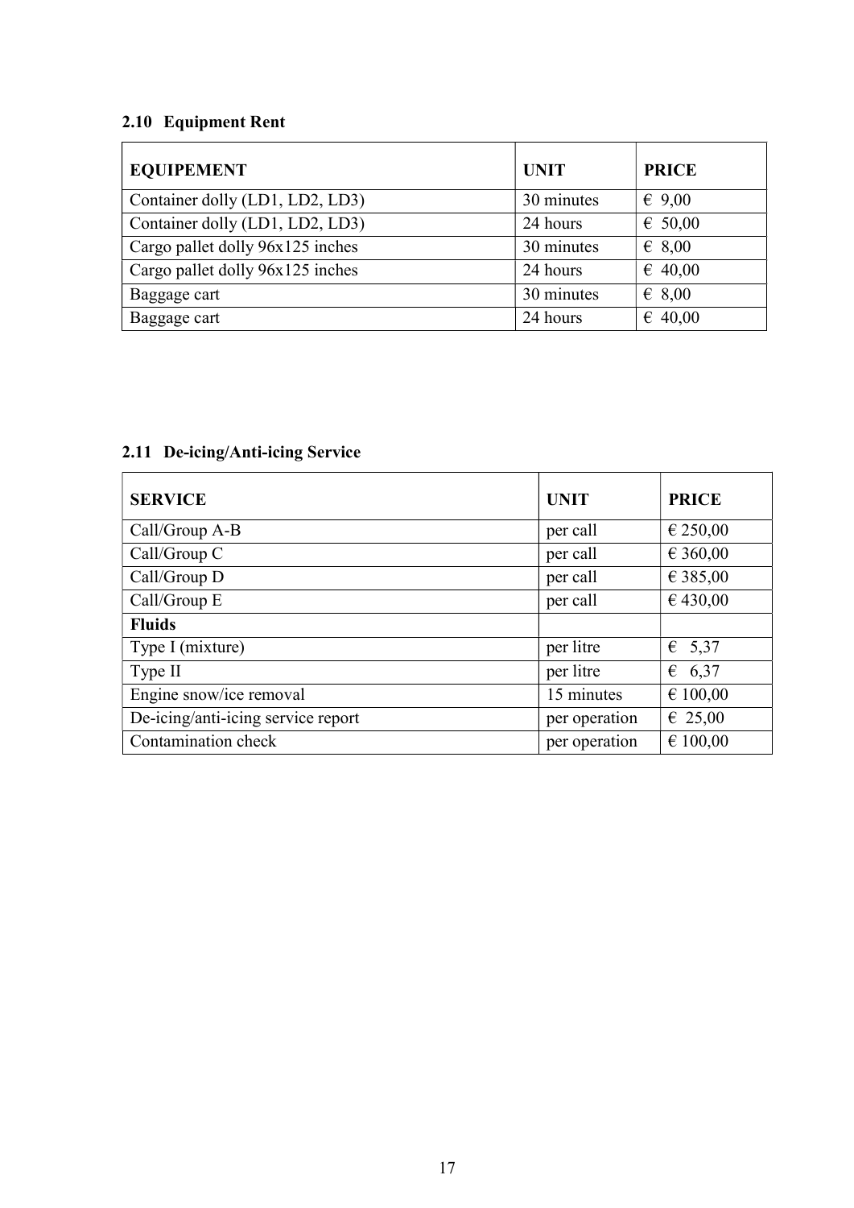### 2.10 Equipment Rent

| EQUIPEMENT | UNIT | PRICE |
|---|---|---|
| Container dolly (LD1, LD2, LD3) | 30 minutes | € 9,00 |
| Container dolly (LD1, LD2, LD3) | 24 hours | € 50,00 |
| Cargo pallet dolly 96x125 inches | 30 minutes | € 8,00 |
| Cargo pallet dolly 96x125 inches | 24 hours | € 40,00 |
| Baggage cart | 30 minutes | € 8,00 |
| Baggage cart | 24 hours | € 40,00 |

### 2.11 De-icing/Anti-icing Service

| SERVICE | UNIT | PRICE |
|---|---|---|
| Call/Group A-B | per call | € 250,00 |
| Call/Group C | per call | € 360,00 |
| Call/Group D | per call | € 385,00 |
| Call/Group E | per call | € 430,00 |
| **Fluids** | | |
| Type I (mixture) | per litre | € 5,37 |
| Type II | per litre | € 6,37 |
| Engine snow/ice removal | 15 minutes | € 100,00 |
| De-icing/anti-icing service report | per operation | € 25,00 |
| Contamination check | per operation | € 100,00 |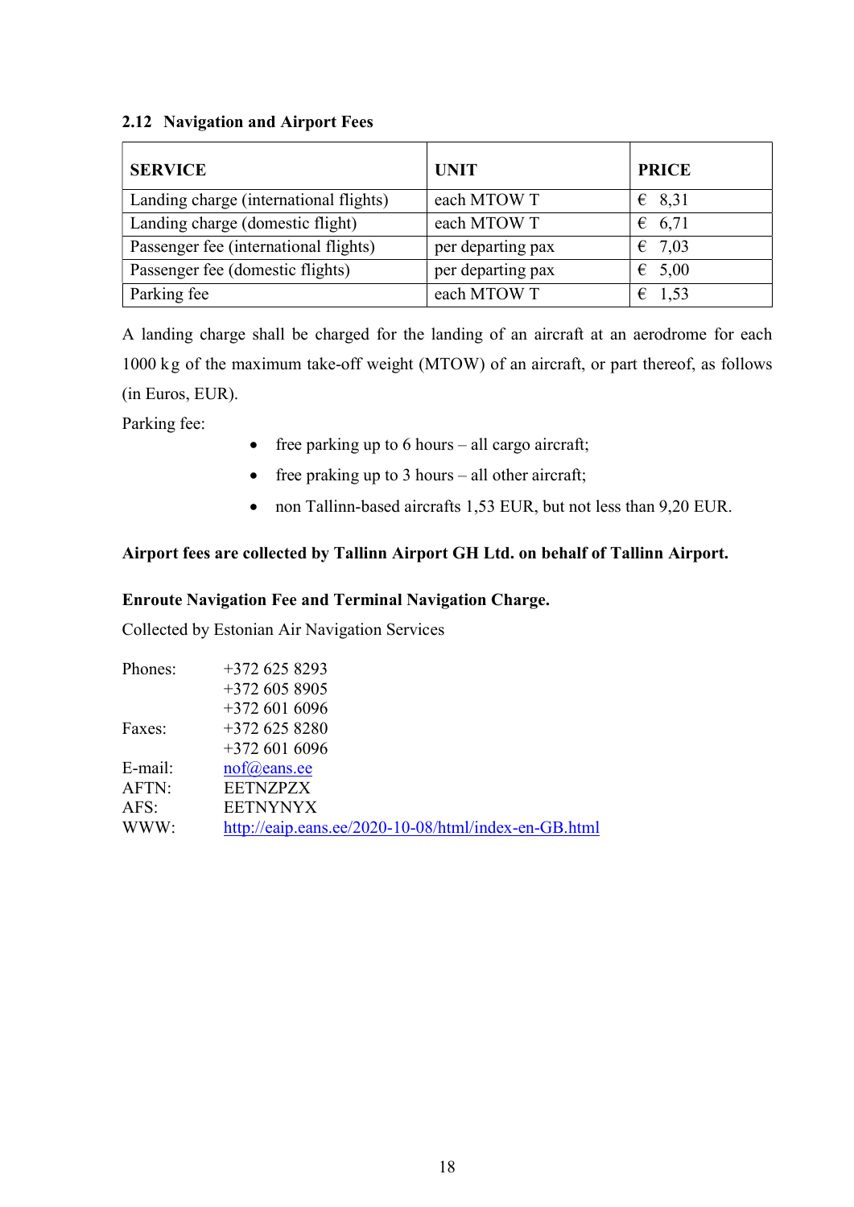## 2.12 Navigation and Airport Fees

| SERVICE | UNIT | PRICE |
|---|---|---|
| Landing charge (international flights) | each MTOW T | € 8,31 |
| Landing charge (domestic flight) | each MTOW T | € 6,71 |
| Passenger fee (international flights) | per departing pax | € 7,03 |
| Passenger fee (domestic flights) | per departing pax | € 5,00 |
| Parking fee | each MTOW T | € 1,53 |

A landing charge shall be charged for the landing of an aircraft at an aerodrome for each 1000 kg of the maximum take-off weight (MTOW) of an aircraft, or part thereof, as follows (in Euros, EUR).

Parking fee:

- free parking up to 6 hours – all cargo aircraft;
- free praking up to 3 hours – all other aircraft;
- non Tallinn-based aircrafts 1,53 EUR, but not less than 9,20 EUR.

**Airport fees are collected by Tallinn Airport GH Ltd. on behalf of Tallinn Airport.**

**Enroute Navigation Fee and Terminal Navigation Charge.**

Collected by Estonian Air Navigation Services

| | |
|---|---|
| Phones: | +372 625 8293 |
| | +372 605 8905 |
| | +372 601 6096 |
| Faxes: | +372 625 8280 |
| | +372 601 6096 |
| E-mail: | nof@eans.ee |
| AFTN: | EETNZPZX |
| AFS: | EETNYNYX |
| WWW: | http://eaip.eans.ee/2020-10-08/html/index-en-GB.html |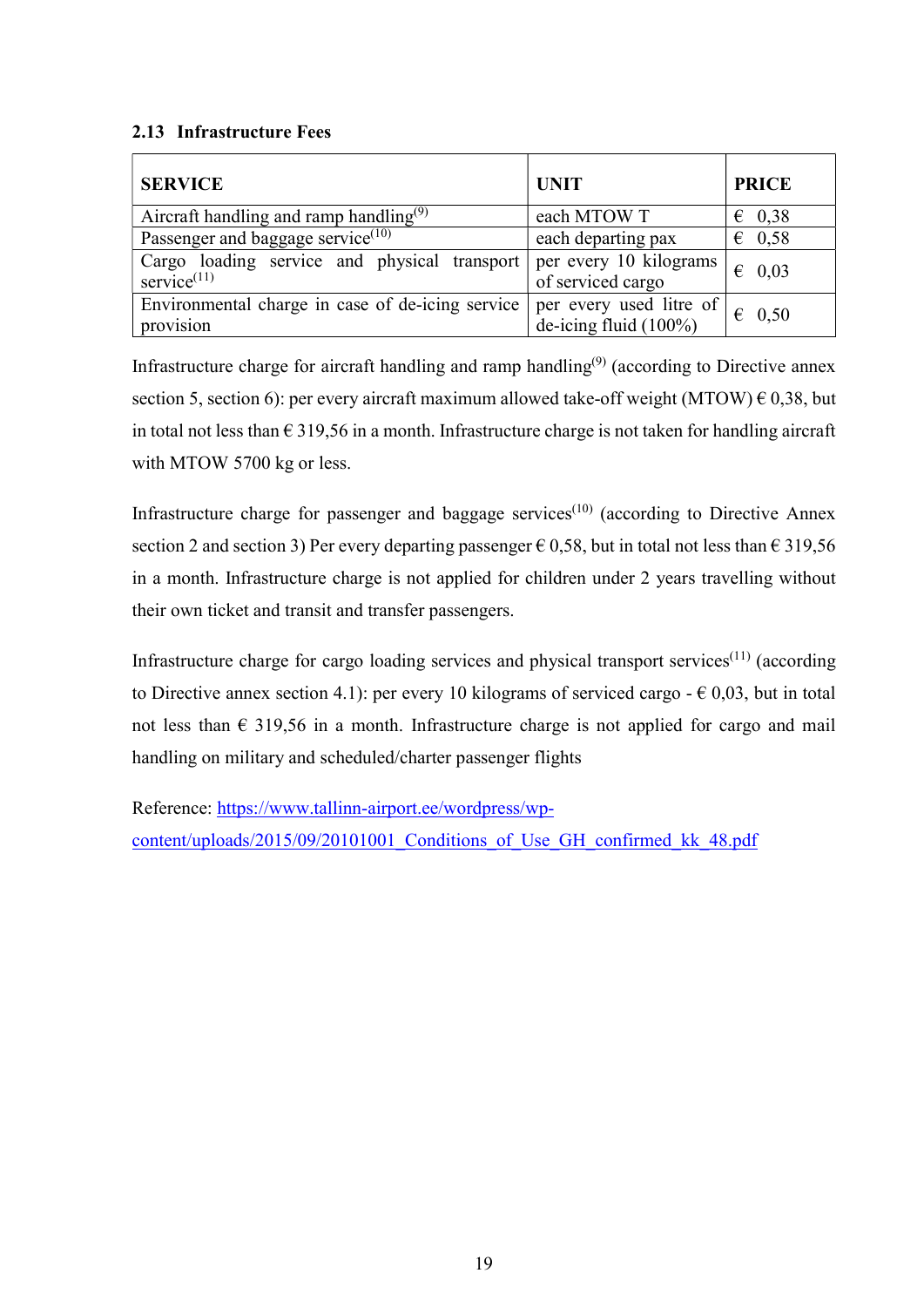### 2.13 Infrastructure Fees

| SERVICE | UNIT | PRICE |
|---|---|---|
| Aircraft handling and ramp handling[9] | each MTOW T | € 0,38 |
| Passenger and baggage service[10] | each departing pax | € 0,58 |
| Cargo loading service and physical transport service[11] | per every 10 kilograms of serviced cargo | € 0,03 |
| Environmental charge in case of de-icing service provision | per every used litre of de-icing fluid (100%) | € 0,50 |

Infrastructure charge for aircraft handling and ramp handling[9] (according to Directive annex section 5, section 6): per every aircraft maximum allowed take-off weight (MTOW) € 0,38, but in total not less than € 319,56 in a month. Infrastructure charge is not taken for handling aircraft with MTOW 5700 kg or less.

Infrastructure charge for passenger and baggage services[10] (according to Directive Annex section 2 and section 3) Per every departing passenger € 0,58, but in total not less than € 319,56 in a month. Infrastructure charge is not applied for children under 2 years travelling without their own ticket and transit and transfer passengers.

Infrastructure charge for cargo loading services and physical transport services[11] (according to Directive annex section 4.1): per every 10 kilograms of serviced cargo - € 0,03, but in total not less than € 319,56 in a month. Infrastructure charge is not applied for cargo and mail handling on military and scheduled/charter passenger flights

Reference: [https://www.tallinn-airport.ee/wordpress/wp-content/uploads/2015/09/20101001_Conditions_of_Use_GH_confirmed_kk_48.pdf](https://www.tallinn-airport.ee/wordpress/wp-content/uploads/2015/09/20101001_Conditions_of_Use_GH_confirmed_kk_48.pdf)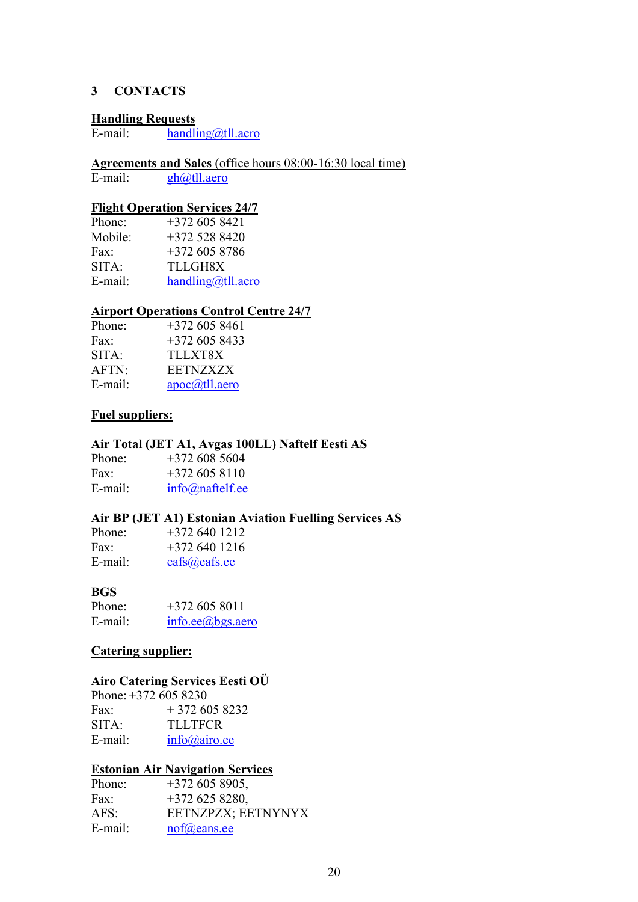## 3 CONTACTS

**Handling Requests**

E-mail: handling@tll.aero

**Agreements and Sales** (office hours 08:00-16:30 local time)

E-mail: gh@tll.aero

**Flight Operation Services 24/7**

Phone: +372 605 8421
Mobile: +372 528 8420
Fax: +372 605 8786
SITA: TLLGH8X
E-mail: handling@tll.aero

**Airport Operations Control Centre 24/7**

Phone: +372 605 8461
Fax: +372 605 8433
SITA: TLLXT8X
AFTN: EETNZXZX
E-mail: apoc@tll.aero

**Fuel suppliers:**

**Air Total (JET A1, Avgas 100LL) Naftelf Eesti AS**

Phone: +372 608 5604
Fax: +372 605 8110
E-mail: info@naftelf.ee

**Air BP (JET A1) Estonian Aviation Fuelling Services AS**

Phone: +372 640 1212
Fax: +372 640 1216
E-mail: eafs@eafs.ee

**BGS**

Phone: +372 605 8011
E-mail: info.ee@bgs.aero

**Catering supplier:**

**Airo Catering Services Eesti OÜ**

Phone: +372 605 8230
Fax: + 372 605 8232
SITA: TLLTFCR
E-mail: info@airo.ee

**Estonian Air Navigation Services**

Phone: +372 605 8905,
Fax: +372 625 8280,
AFS: EETNZPZX; EETNYNYX
E-mail: nof@eans.ee